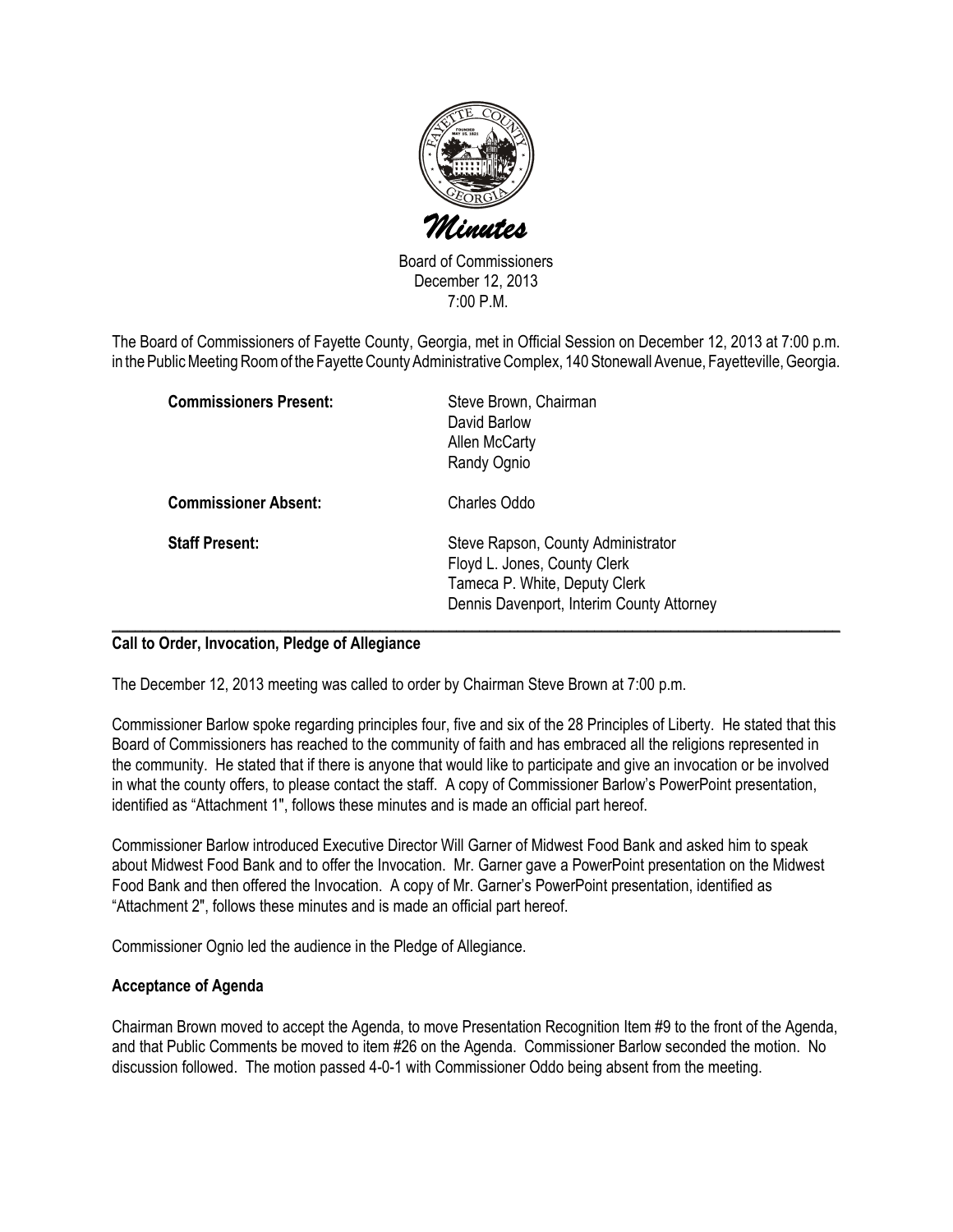# Minutes

Board of Commissioners
December 12, 2013
7:00 P.M.

The Board of Commissioners of Fayette County, Georgia, met in Official Session on December 12, 2013 at 7:00 p.m. in the Public Meeting Room of the Fayette County Administrative Complex, 140 Stonewall Avenue, Fayetteville, Georgia.

**Commissioners Present:**
Steve Brown, Chairman
David Barlow
Allen McCarty
Randy Ognio

**Commissioner Absent:**
Charles Oddo

**Staff Present:**
Steve Rapson, County Administrator
Floyd L. Jones, County Clerk
Tameca P. White, Deputy Clerk
Dennis Davenport, Interim County Attorney

---

**Call to Order, Invocation, Pledge of Allegiance**

The December 12, 2013 meeting was called to order by Chairman Steve Brown at 7:00 p.m.

Commissioner Barlow spoke regarding principles four, five and six of the 28 Principles of Liberty. He stated that this Board of Commissioners has reached to the community of faith and has embraced all the religions represented in the community. He stated that if there is anyone that would like to participate and give an invocation or be involved in what the county offers, to please contact the staff. A copy of Commissioner Barlow's PowerPoint presentation, identified as "Attachment 1", follows these minutes and is made an official part hereof.

Commissioner Barlow introduced Executive Director Will Garner of Midwest Food Bank and asked him to speak about Midwest Food Bank and to offer the Invocation. Mr. Garner gave a PowerPoint presentation on the Midwest Food Bank and then offered the Invocation. A copy of Mr. Garner's PowerPoint presentation, identified as "Attachment 2", follows these minutes and is made an official part hereof.

Commissioner Ognio led the audience in the Pledge of Allegiance.

**Acceptance of Agenda**

Chairman Brown moved to accept the Agenda, to move Presentation Recognition Item #9 to the front of the Agenda, and that Public Comments be moved to item #26 on the Agenda. Commissioner Barlow seconded the motion. No discussion followed. The motion passed 4-0-1 with Commissioner Oddo being absent from the meeting.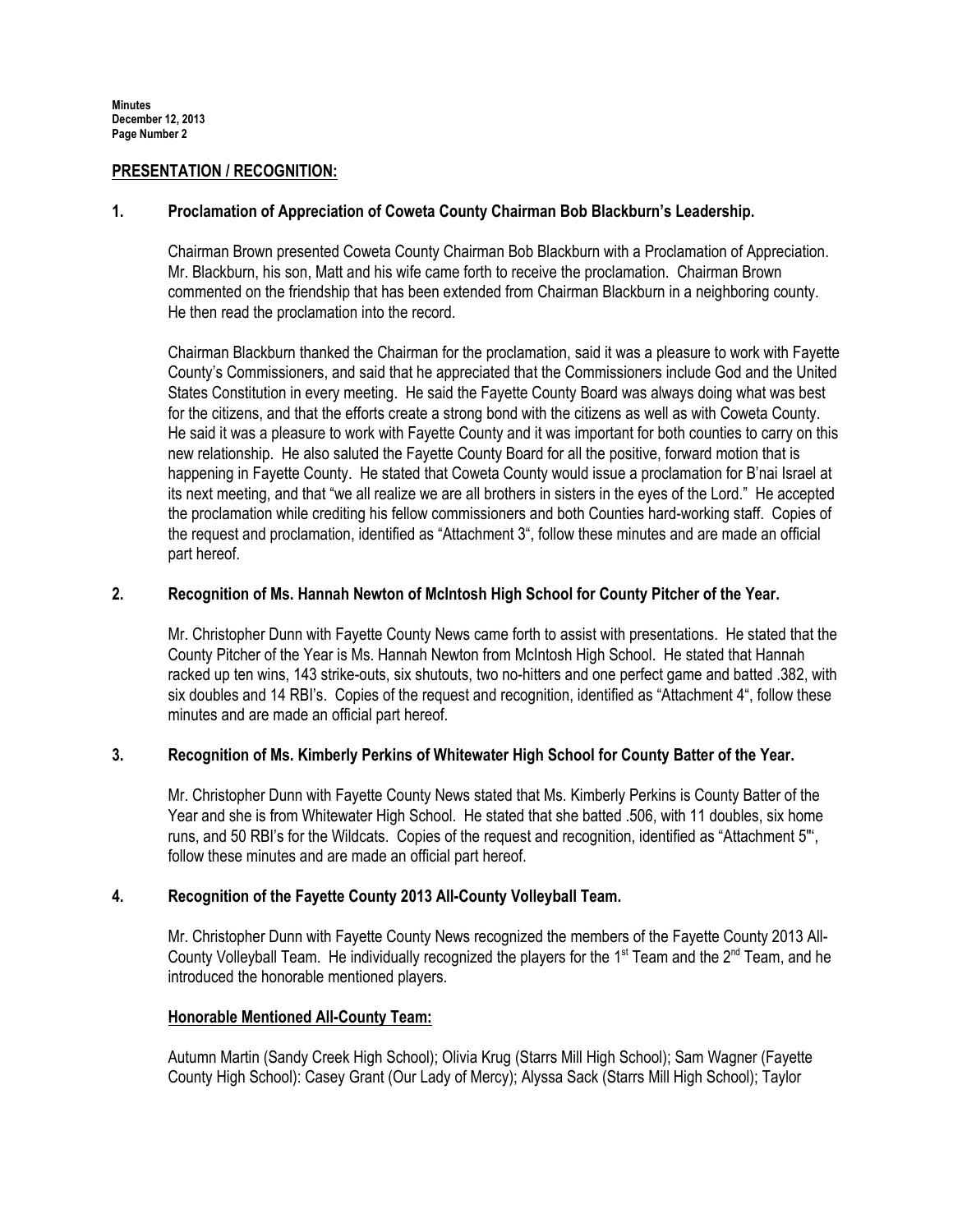## PRESENTATION / RECOGNITION:

### 1. Proclamation of Appreciation of Coweta County Chairman Bob Blackburn's Leadership.

Chairman Brown presented Coweta County Chairman Bob Blackburn with a Proclamation of Appreciation. Mr. Blackburn, his son, Matt and his wife came forth to receive the proclamation. Chairman Brown commented on the friendship that has been extended from Chairman Blackburn in a neighboring county. He then read the proclamation into the record.

Chairman Blackburn thanked the Chairman for the proclamation, said it was a pleasure to work with Fayette County's Commissioners, and said that he appreciated that the Commissioners include God and the United States Constitution in every meeting. He said the Fayette County Board was always doing what was best for the citizens, and that the efforts create a strong bond with the citizens as well as with Coweta County. He said it was a pleasure to work with Fayette County and it was important for both counties to carry on this new relationship. He also saluted the Fayette County Board for all the positive, forward motion that is happening in Fayette County. He stated that Coweta County would issue a proclamation for B'nai Israel at its next meeting, and that "we all realize we are all brothers in sisters in the eyes of the Lord." He accepted the proclamation while crediting his fellow commissioners and both Counties hard-working staff. Copies of the request and proclamation, identified as "Attachment 3", follow these minutes and are made an official part hereof.

### 2. Recognition of Ms. Hannah Newton of McIntosh High School for County Pitcher of the Year.

Mr. Christopher Dunn with Fayette County News came forth to assist with presentations. He stated that the County Pitcher of the Year is Ms. Hannah Newton from McIntosh High School. He stated that Hannah racked up ten wins, 143 strike-outs, six shutouts, two no-hitters and one perfect game and batted .382, with six doubles and 14 RBI's. Copies of the request and recognition, identified as "Attachment 4", follow these minutes and are made an official part hereof.

### 3. Recognition of Ms. Kimberly Perkins of Whitewater High School for County Batter of the Year.

Mr. Christopher Dunn with Fayette County News stated that Ms. Kimberly Perkins is County Batter of the Year and she is from Whitewater High School. He stated that she batted .506, with 11 doubles, six home runs, and 50 RBI's for the Wildcats. Copies of the request and recognition, identified as "Attachment 5"', follow these minutes and are made an official part hereof.

### 4. Recognition of the Fayette County 2013 All-County Volleyball Team.

Mr. Christopher Dunn with Fayette County News recognized the members of the Fayette County 2013 All-County Volleyball Team. He individually recognized the players for the 1st Team and the 2nd Team, and he introduced the honorable mentioned players.

**Honorable Mentioned All-County Team:**

Autumn Martin (Sandy Creek High School); Olivia Krug (Starrs Mill High School); Sam Wagner (Fayette County High School): Casey Grant (Our Lady of Mercy); Alyssa Sack (Starrs Mill High School); Taylor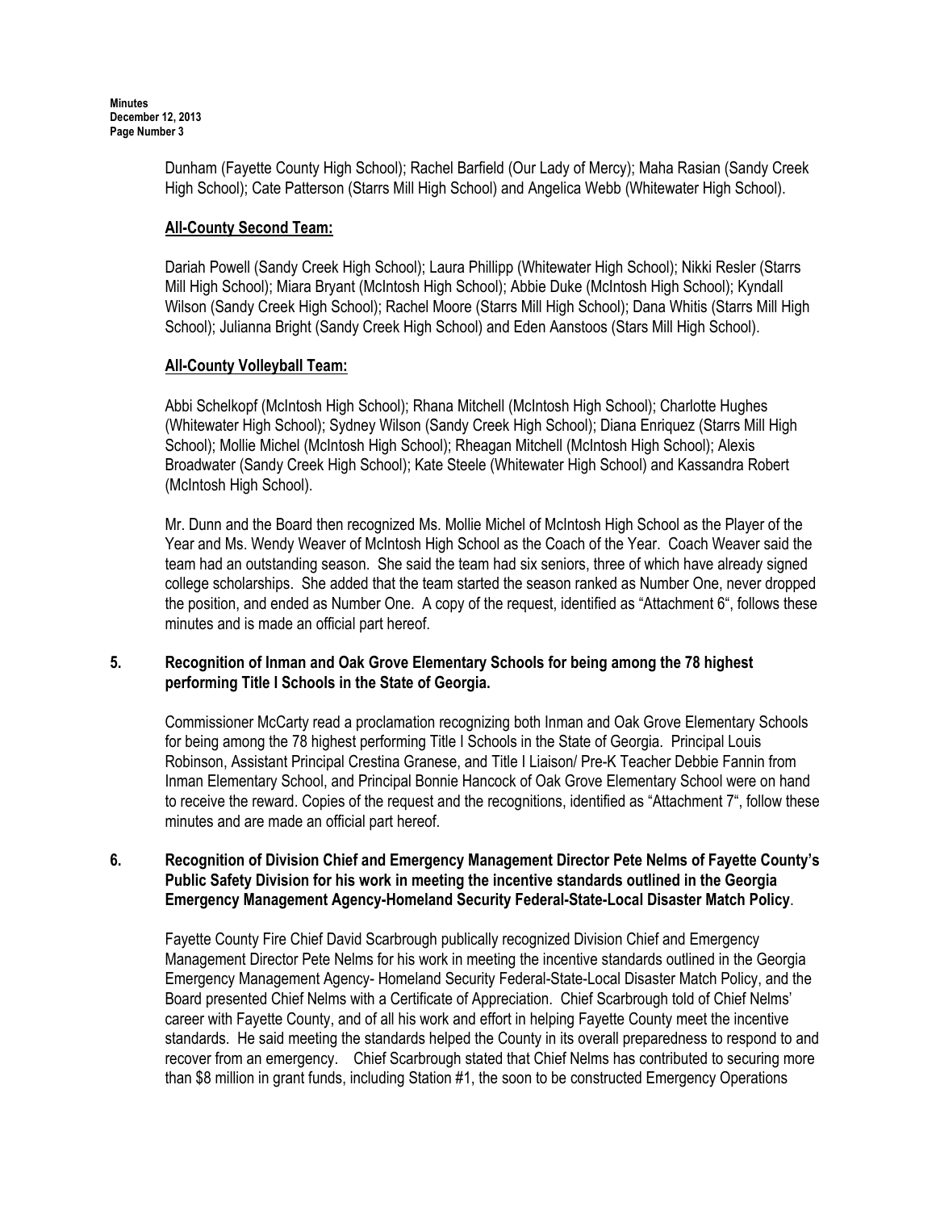Dunham (Fayette County High School); Rachel Barfield (Our Lady of Mercy); Maha Rasian (Sandy Creek High School); Cate Patterson (Starrs Mill High School) and Angelica Webb (Whitewater High School).

**All-County Second Team:**

Dariah Powell (Sandy Creek High School); Laura Phillipp (Whitewater High School); Nikki Resler (Starrs Mill High School); Miara Bryant (McIntosh High School); Abbie Duke (McIntosh High School); Kyndall Wilson (Sandy Creek High School); Rachel Moore (Starrs Mill High School); Dana Whitis (Starrs Mill High School); Julianna Bright (Sandy Creek High School) and Eden Aanstoos (Stars Mill High School).

**All-County Volleyball Team:**

Abbi Schelkopf (McIntosh High School); Rhana Mitchell (McIntosh High School); Charlotte Hughes (Whitewater High School); Sydney Wilson (Sandy Creek High School); Diana Enriquez (Starrs Mill High School); Mollie Michel (McIntosh High School); Rheagan Mitchell (McIntosh High School); Alexis Broadwater (Sandy Creek High School); Kate Steele (Whitewater High School) and Kassandra Robert (McIntosh High School).

Mr. Dunn and the Board then recognized Ms. Mollie Michel of McIntosh High School as the Player of the Year and Ms. Wendy Weaver of McIntosh High School as the Coach of the Year. Coach Weaver said the team had an outstanding season. She said the team had six seniors, three of which have already signed college scholarships. She added that the team started the season ranked as Number One, never dropped the position, and ended as Number One. A copy of the request, identified as "Attachment 6", follows these minutes and is made an official part hereof.

**5. Recognition of Inman and Oak Grove Elementary Schools for being among the 78 highest performing Title I Schools in the State of Georgia.**

Commissioner McCarty read a proclamation recognizing both Inman and Oak Grove Elementary Schools for being among the 78 highest performing Title I Schools in the State of Georgia. Principal Louis Robinson, Assistant Principal Crestina Granese, and Title I Liaison/ Pre-K Teacher Debbie Fannin from Inman Elementary School, and Principal Bonnie Hancock of Oak Grove Elementary School were on hand to receive the reward. Copies of the request and the recognitions, identified as "Attachment 7", follow these minutes and are made an official part hereof.

**6. Recognition of Division Chief and Emergency Management Director Pete Nelms of Fayette County's Public Safety Division for his work in meeting the incentive standards outlined in the Georgia Emergency Management Agency-Homeland Security Federal-State-Local Disaster Match Policy.**

Fayette County Fire Chief David Scarbrough publically recognized Division Chief and Emergency Management Director Pete Nelms for his work in meeting the incentive standards outlined in the Georgia Emergency Management Agency- Homeland Security Federal-State-Local Disaster Match Policy, and the Board presented Chief Nelms with a Certificate of Appreciation. Chief Scarbrough told of Chief Nelms' career with Fayette County, and of all his work and effort in helping Fayette County meet the incentive standards. He said meeting the standards helped the County in its overall preparedness to respond to and recover from an emergency. Chief Scarbrough stated that Chief Nelms has contributed to securing more than $8 million in grant funds, including Station #1, the soon to be constructed Emergency Operations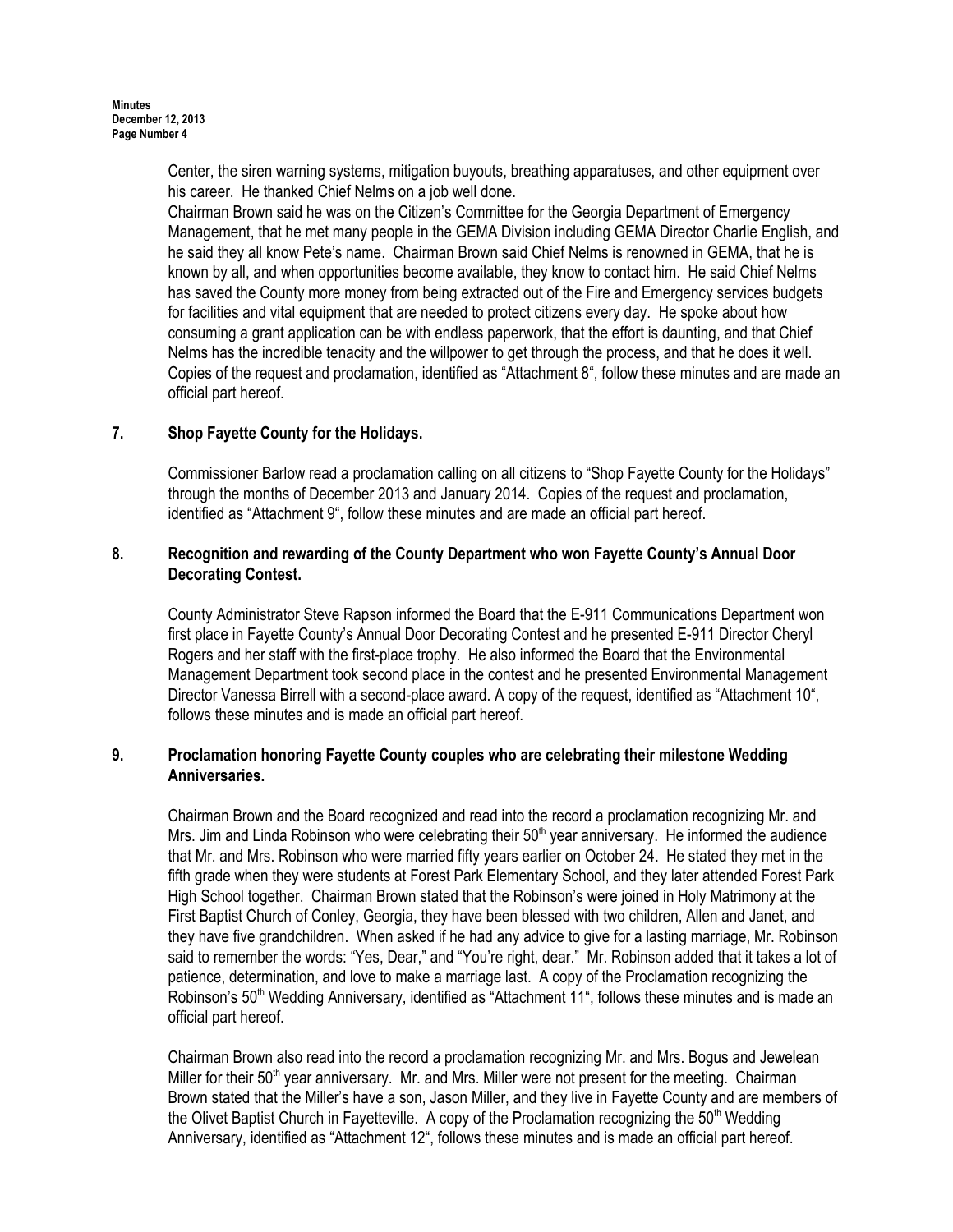Center, the siren warning systems, mitigation buyouts, breathing apparatuses, and other equipment over his career. He thanked Chief Nelms on a job well done.

Chairman Brown said he was on the Citizen's Committee for the Georgia Department of Emergency Management, that he met many people in the GEMA Division including GEMA Director Charlie English, and he said they all know Pete's name. Chairman Brown said Chief Nelms is renowned in GEMA, that he is known by all, and when opportunities become available, they know to contact him. He said Chief Nelms has saved the County more money from being extracted out of the Fire and Emergency services budgets for facilities and vital equipment that are needed to protect citizens every day. He spoke about how consuming a grant application can be with endless paperwork, that the effort is daunting, and that Chief Nelms has the incredible tenacity and the willpower to get through the process, and that he does it well. Copies of the request and proclamation, identified as "Attachment 8", follow these minutes and are made an official part hereof.

**7. Shop Fayette County for the Holidays.**

Commissioner Barlow read a proclamation calling on all citizens to "Shop Fayette County for the Holidays" through the months of December 2013 and January 2014. Copies of the request and proclamation, identified as "Attachment 9", follow these minutes and are made an official part hereof.

**8. Recognition and rewarding of the County Department who won Fayette County's Annual Door Decorating Contest.**

County Administrator Steve Rapson informed the Board that the E-911 Communications Department won first place in Fayette County's Annual Door Decorating Contest and he presented E-911 Director Cheryl Rogers and her staff with the first-place trophy. He also informed the Board that the Environmental Management Department took second place in the contest and he presented Environmental Management Director Vanessa Birrell with a second-place award. A copy of the request, identified as "Attachment 10", follows these minutes and is made an official part hereof.

**9. Proclamation honoring Fayette County couples who are celebrating their milestone Wedding Anniversaries.**

Chairman Brown and the Board recognized and read into the record a proclamation recognizing Mr. and Mrs. Jim and Linda Robinson who were celebrating their 50th year anniversary. He informed the audience that Mr. and Mrs. Robinson who were married fifty years earlier on October 24. He stated they met in the fifth grade when they were students at Forest Park Elementary School, and they later attended Forest Park High School together. Chairman Brown stated that the Robinson's were joined in Holy Matrimony at the First Baptist Church of Conley, Georgia, they have been blessed with two children, Allen and Janet, and they have five grandchildren. When asked if he had any advice to give for a lasting marriage, Mr. Robinson said to remember the words: "Yes, Dear," and "You're right, dear." Mr. Robinson added that it takes a lot of patience, determination, and love to make a marriage last. A copy of the Proclamation recognizing the Robinson's 50th Wedding Anniversary, identified as "Attachment 11", follows these minutes and is made an official part hereof.

Chairman Brown also read into the record a proclamation recognizing Mr. and Mrs. Bogus and Jewelean Miller for their 50th year anniversary. Mr. and Mrs. Miller were not present for the meeting. Chairman Brown stated that the Miller's have a son, Jason Miller, and they live in Fayette County and are members of the Olivet Baptist Church in Fayetteville. A copy of the Proclamation recognizing the 50th Wedding Anniversary, identified as "Attachment 12", follows these minutes and is made an official part hereof.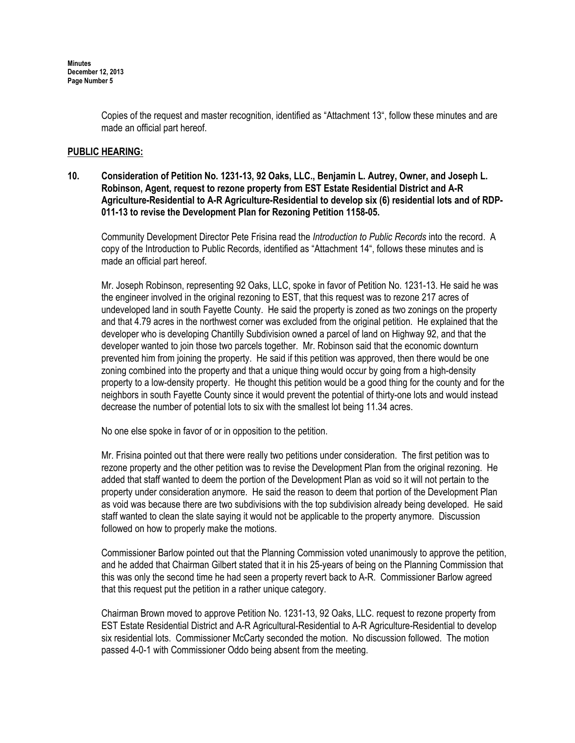Copies of the request and master recognition, identified as "Attachment 13", follow these minutes and are made an official part hereof.

**PUBLIC HEARING:**

**10. Consideration of Petition No. 1231-13, 92 Oaks, LLC., Benjamin L. Autrey, Owner, and Joseph L. Robinson, Agent, request to rezone property from EST Estate Residential District and A-R Agriculture-Residential to A-R Agriculture-Residential to develop six (6) residential lots and of RDP-011-13 to revise the Development Plan for Rezoning Petition 1158-05.**

Community Development Director Pete Frisina read the *Introduction to Public Records* into the record. A copy of the Introduction to Public Records, identified as "Attachment 14", follows these minutes and is made an official part hereof.

Mr. Joseph Robinson, representing 92 Oaks, LLC, spoke in favor of Petition No. 1231-13. He said he was the engineer involved in the original rezoning to EST, that this request was to rezone 217 acres of undeveloped land in south Fayette County. He said the property is zoned as two zonings on the property and that 4.79 acres in the northwest corner was excluded from the original petition. He explained that the developer who is developing Chantilly Subdivision owned a parcel of land on Highway 92, and that the developer wanted to join those two parcels together. Mr. Robinson said that the economic downturn prevented him from joining the property. He said if this petition was approved, then there would be one zoning combined into the property and that a unique thing would occur by going from a high-density property to a low-density property. He thought this petition would be a good thing for the county and for the neighbors in south Fayette County since it would prevent the potential of thirty-one lots and would instead decrease the number of potential lots to six with the smallest lot being 11.34 acres.

No one else spoke in favor of or in opposition to the petition.

Mr. Frisina pointed out that there were really two petitions under consideration. The first petition was to rezone property and the other petition was to revise the Development Plan from the original rezoning. He added that staff wanted to deem the portion of the Development Plan as void so it will not pertain to the property under consideration anymore. He said the reason to deem that portion of the Development Plan as void was because there are two subdivisions with the top subdivision already being developed. He said staff wanted to clean the slate saying it would not be applicable to the property anymore. Discussion followed on how to properly make the motions.

Commissioner Barlow pointed out that the Planning Commission voted unanimously to approve the petition, and he added that Chairman Gilbert stated that it in his 25-years of being on the Planning Commission that this was only the second time he had seen a property revert back to A-R. Commissioner Barlow agreed that this request put the petition in a rather unique category.

Chairman Brown moved to approve Petition No. 1231-13, 92 Oaks, LLC. request to rezone property from EST Estate Residential District and A-R Agricultural-Residential to A-R Agriculture-Residential to develop six residential lots. Commissioner McCarty seconded the motion. No discussion followed. The motion passed 4-0-1 with Commissioner Oddo being absent from the meeting.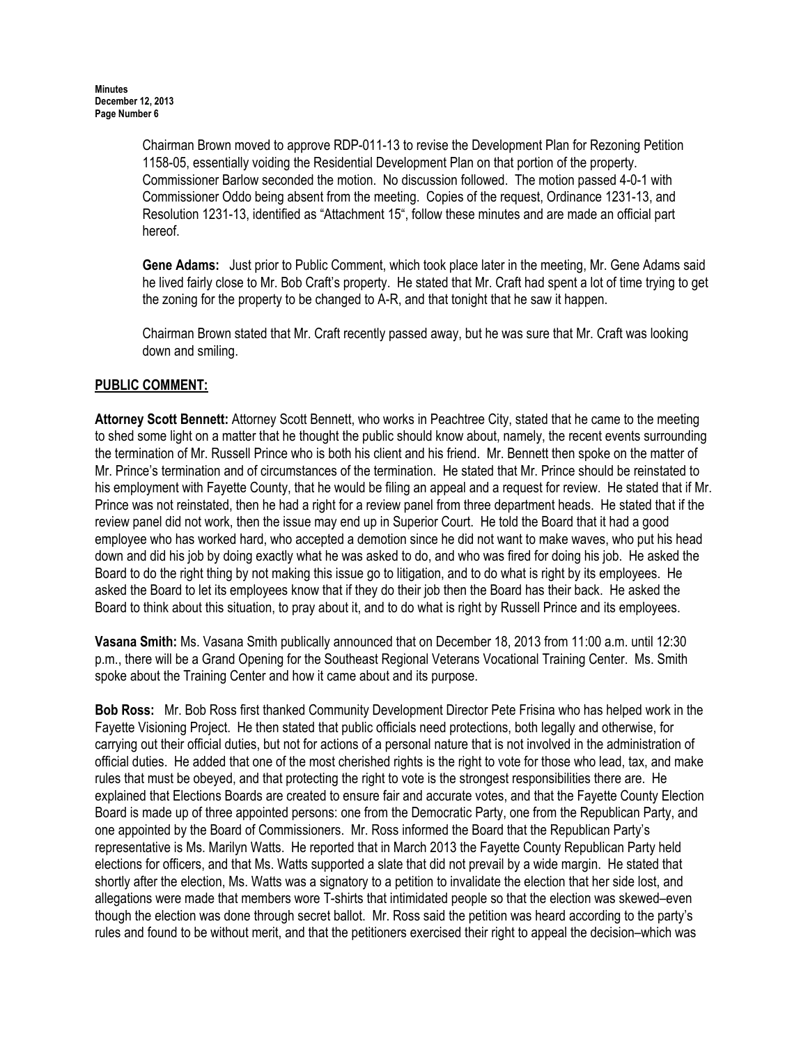Chairman Brown moved to approve RDP-011-13 to revise the Development Plan for Rezoning Petition 1158-05, essentially voiding the Residential Development Plan on that portion of the property. Commissioner Barlow seconded the motion. No discussion followed. The motion passed 4-0-1 with Commissioner Oddo being absent from the meeting. Copies of the request, Ordinance 1231-13, and Resolution 1231-13, identified as "Attachment 15", follow these minutes and are made an official part hereof.

**Gene Adams:** Just prior to Public Comment, which took place later in the meeting, Mr. Gene Adams said he lived fairly close to Mr. Bob Craft's property. He stated that Mr. Craft had spent a lot of time trying to get the zoning for the property to be changed to A-R, and that tonight that he saw it happen.

Chairman Brown stated that Mr. Craft recently passed away, but he was sure that Mr. Craft was looking down and smiling.

## PUBLIC COMMENT:

**Attorney Scott Bennett:** Attorney Scott Bennett, who works in Peachtree City, stated that he came to the meeting to shed some light on a matter that he thought the public should know about, namely, the recent events surrounding the termination of Mr. Russell Prince who is both his client and his friend. Mr. Bennett then spoke on the matter of Mr. Prince's termination and of circumstances of the termination. He stated that Mr. Prince should be reinstated to his employment with Fayette County, that he would be filing an appeal and a request for review. He stated that if Mr. Prince was not reinstated, then he had a right for a review panel from three department heads. He stated that if the review panel did not work, then the issue may end up in Superior Court. He told the Board that it had a good employee who has worked hard, who accepted a demotion since he did not want to make waves, who put his head down and did his job by doing exactly what he was asked to do, and who was fired for doing his job. He asked the Board to do the right thing by not making this issue go to litigation, and to do what is right by its employees. He asked the Board to let its employees know that if they do their job then the Board has their back. He asked the Board to think about this situation, to pray about it, and to do what is right by Russell Prince and its employees.

**Vasana Smith:** Ms. Vasana Smith publically announced that on December 18, 2013 from 11:00 a.m. until 12:30 p.m., there will be a Grand Opening for the Southeast Regional Veterans Vocational Training Center. Ms. Smith spoke about the Training Center and how it came about and its purpose.

**Bob Ross:** Mr. Bob Ross first thanked Community Development Director Pete Frisina who has helped work in the Fayette Visioning Project. He then stated that public officials need protections, both legally and otherwise, for carrying out their official duties, but not for actions of a personal nature that is not involved in the administration of official duties. He added that one of the most cherished rights is the right to vote for those who lead, tax, and make rules that must be obeyed, and that protecting the right to vote is the strongest responsibilities there are. He explained that Elections Boards are created to ensure fair and accurate votes, and that the Fayette County Election Board is made up of three appointed persons: one from the Democratic Party, one from the Republican Party, and one appointed by the Board of Commissioners. Mr. Ross informed the Board that the Republican Party's representative is Ms. Marilyn Watts. He reported that in March 2013 the Fayette County Republican Party held elections for officers, and that Ms. Watts supported a slate that did not prevail by a wide margin. He stated that shortly after the election, Ms. Watts was a signatory to a petition to invalidate the election that her side lost, and allegations were made that members wore T-shirts that intimidated people so that the election was skewed–even though the election was done through secret ballot. Mr. Ross said the petition was heard according to the party's rules and found to be without merit, and that the petitioners exercised their right to appeal the decision–which was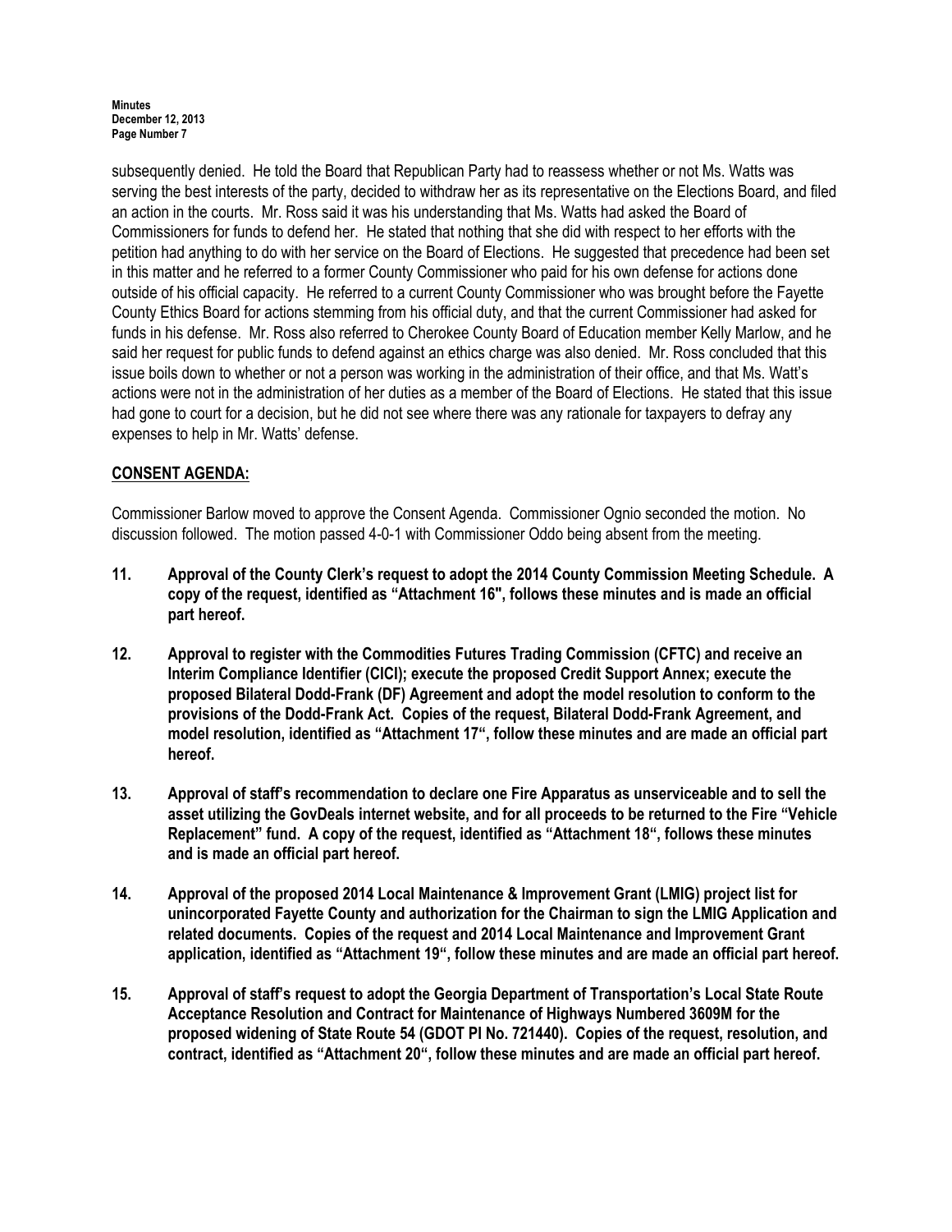subsequently denied. He told the Board that Republican Party had to reassess whether or not Ms. Watts was serving the best interests of the party, decided to withdraw her as its representative on the Elections Board, and filed an action in the courts. Mr. Ross said it was his understanding that Ms. Watts had asked the Board of Commissioners for funds to defend her. He stated that nothing that she did with respect to her efforts with the petition had anything to do with her service on the Board of Elections. He suggested that precedence had been set in this matter and he referred to a former County Commissioner who paid for his own defense for actions done outside of his official capacity. He referred to a current County Commissioner who was brought before the Fayette County Ethics Board for actions stemming from his official duty, and that the current Commissioner had asked for funds in his defense. Mr. Ross also referred to Cherokee County Board of Education member Kelly Marlow, and he said her request for public funds to defend against an ethics charge was also denied. Mr. Ross concluded that this issue boils down to whether or not a person was working in the administration of their office, and that Ms. Watt's actions were not in the administration of her duties as a member of the Board of Elections. He stated that this issue had gone to court for a decision, but he did not see where there was any rationale for taxpayers to defray any expenses to help in Mr. Watts' defense.

**CONSENT AGENDA:**

Commissioner Barlow moved to approve the Consent Agenda. Commissioner Ognio seconded the motion. No discussion followed. The motion passed 4-0-1 with Commissioner Oddo being absent from the meeting.

**11. Approval of the County Clerk's request to adopt the 2014 County Commission Meeting Schedule. A copy of the request, identified as "Attachment 16", follows these minutes and is made an official part hereof.**

**12. Approval to register with the Commodities Futures Trading Commission (CFTC) and receive an Interim Compliance Identifier (CICI); execute the proposed Credit Support Annex; execute the proposed Bilateral Dodd-Frank (DF) Agreement and adopt the model resolution to conform to the provisions of the Dodd-Frank Act. Copies of the request, Bilateral Dodd-Frank Agreement, and model resolution, identified as "Attachment 17", follow these minutes and are made an official part hereof.**

**13. Approval of staff's recommendation to declare one Fire Apparatus as unserviceable and to sell the asset utilizing the GovDeals internet website, and for all proceeds to be returned to the Fire "Vehicle Replacement" fund. A copy of the request, identified as "Attachment 18", follows these minutes and is made an official part hereof.**

**14. Approval of the proposed 2014 Local Maintenance & Improvement Grant (LMIG) project list for unincorporated Fayette County and authorization for the Chairman to sign the LMIG Application and related documents. Copies of the request and 2014 Local Maintenance and Improvement Grant application, identified as "Attachment 19", follow these minutes and are made an official part hereof.**

**15. Approval of staff's request to adopt the Georgia Department of Transportation's Local State Route Acceptance Resolution and Contract for Maintenance of Highways Numbered 3609M for the proposed widening of State Route 54 (GDOT PI No. 721440). Copies of the request, resolution, and contract, identified as "Attachment 20", follow these minutes and are made an official part hereof.**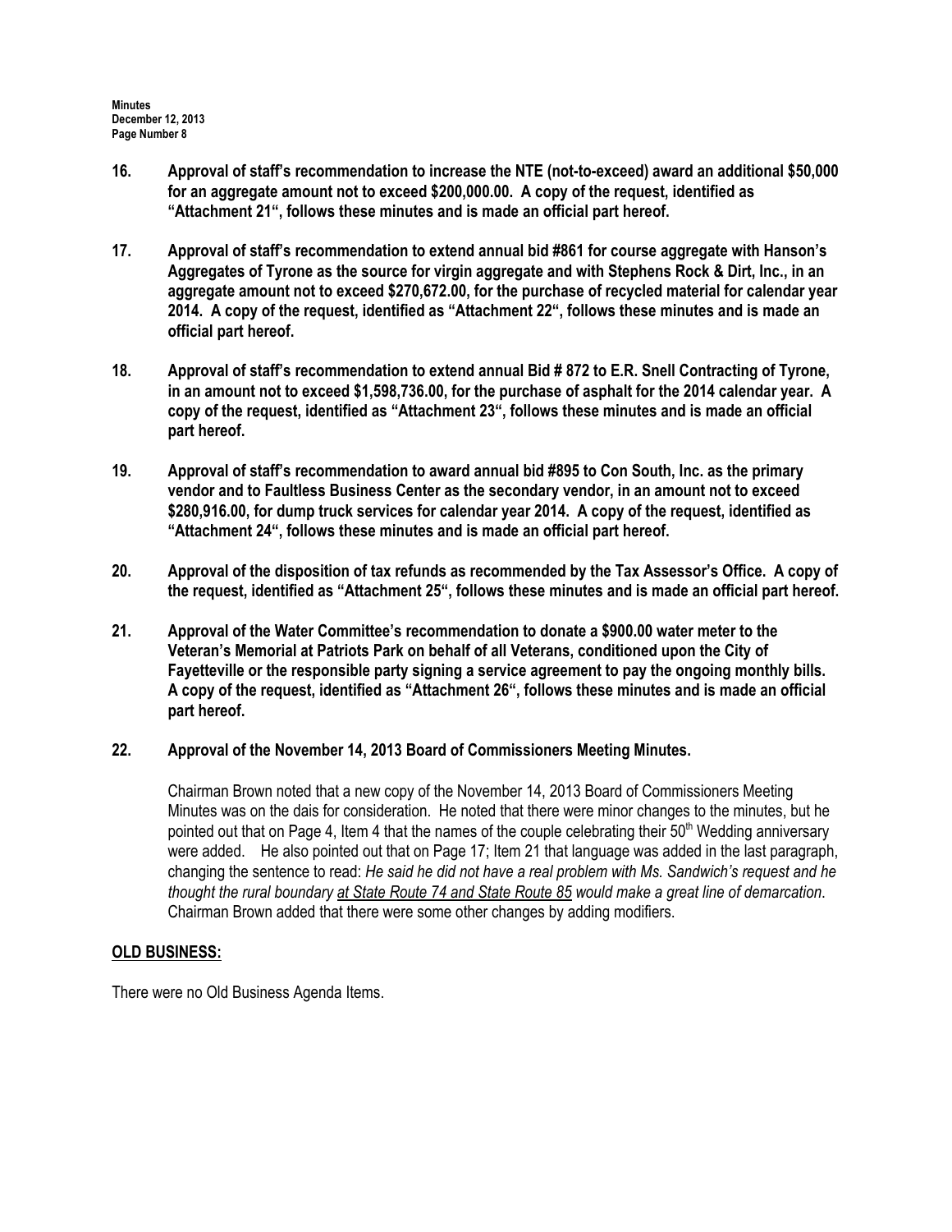**16. Approval of staff's recommendation to increase the NTE (not-to-exceed) award an additional $50,000 for an aggregate amount not to exceed $200,000.00. A copy of the request, identified as "Attachment 21", follows these minutes and is made an official part hereof.**

**17. Approval of staff's recommendation to extend annual bid #861 for course aggregate with Hanson's Aggregates of Tyrone as the source for virgin aggregate and with Stephens Rock & Dirt, Inc., in an aggregate amount not to exceed $270,672.00, for the purchase of recycled material for calendar year 2014. A copy of the request, identified as "Attachment 22", follows these minutes and is made an official part hereof.**

**18. Approval of staff's recommendation to extend annual Bid # 872 to E.R. Snell Contracting of Tyrone, in an amount not to exceed $1,598,736.00, for the purchase of asphalt for the 2014 calendar year. A copy of the request, identified as "Attachment 23", follows these minutes and is made an official part hereof.**

**19. Approval of staff's recommendation to award annual bid #895 to Con South, Inc. as the primary vendor and to Faultless Business Center as the secondary vendor, in an amount not to exceed $280,916.00, for dump truck services for calendar year 2014. A copy of the request, identified as "Attachment 24", follows these minutes and is made an official part hereof.**

**20. Approval of the disposition of tax refunds as recommended by the Tax Assessor's Office. A copy of the request, identified as "Attachment 25", follows these minutes and is made an official part hereof.**

**21. Approval of the Water Committee's recommendation to donate a $900.00 water meter to the Veteran's Memorial at Patriots Park on behalf of all Veterans, conditioned upon the City of Fayetteville or the responsible party signing a service agreement to pay the ongoing monthly bills. A copy of the request, identified as "Attachment 26", follows these minutes and is made an official part hereof.**

**22. Approval of the November 14, 2013 Board of Commissioners Meeting Minutes.**

Chairman Brown noted that a new copy of the November 14, 2013 Board of Commissioners Meeting Minutes was on the dais for consideration. He noted that there were minor changes to the minutes, but he pointed out that on Page 4, Item 4 that the names of the couple celebrating their 50th Wedding anniversary were added. He also pointed out that on Page 17; Item 21 that language was added in the last paragraph, changing the sentence to read: *He said he did not have a real problem with Ms. Sandwich's request and he thought the rural boundary at State Route 74 and State Route 85 would make a great line of demarcation*. Chairman Brown added that there were some other changes by adding modifiers.

**OLD BUSINESS:**

There were no Old Business Agenda Items.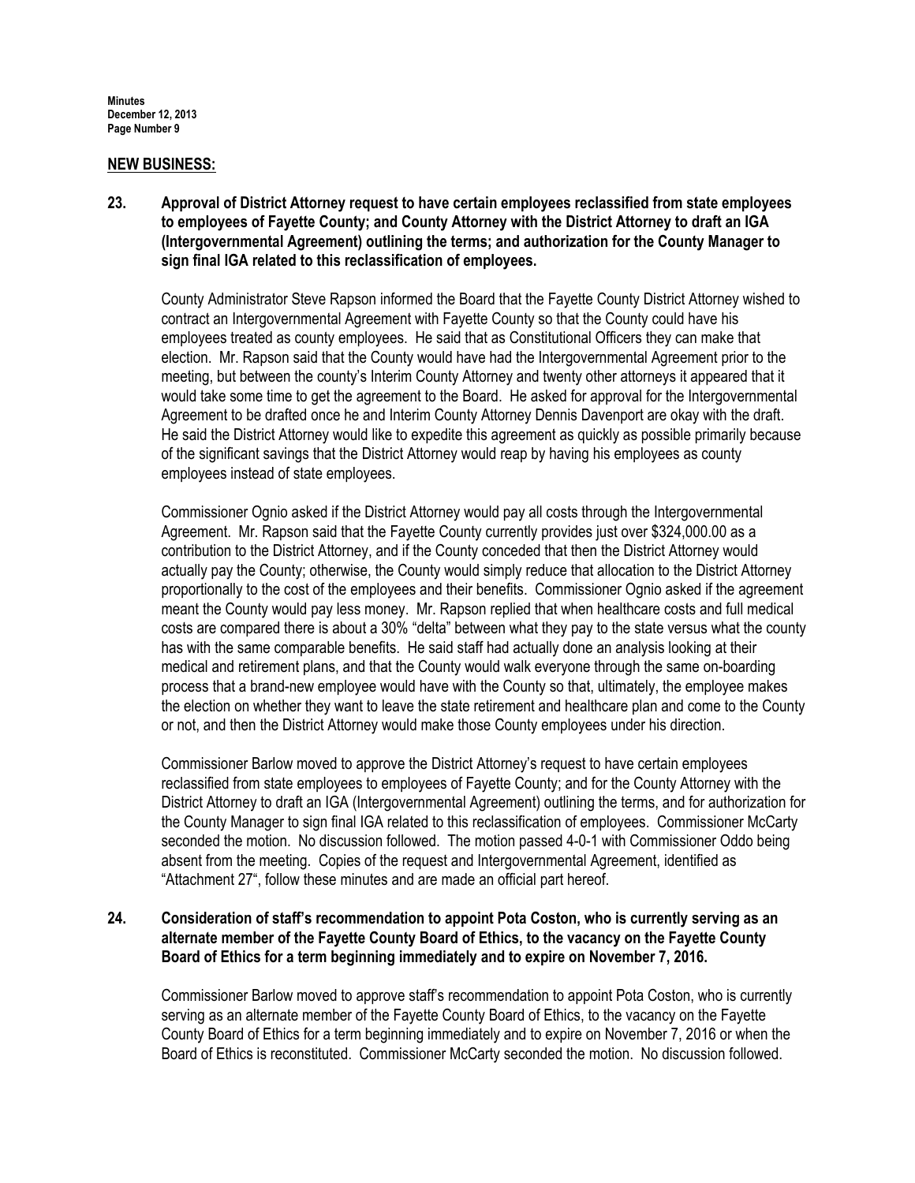## NEW BUSINESS:

**23. Approval of District Attorney request to have certain employees reclassified from state employees to employees of Fayette County; and County Attorney with the District Attorney to draft an IGA (Intergovernmental Agreement) outlining the terms; and authorization for the County Manager to sign final IGA related to this reclassification of employees.**

County Administrator Steve Rapson informed the Board that the Fayette County District Attorney wished to contract an Intergovernmental Agreement with Fayette County so that the County could have his employees treated as county employees. He said that as Constitutional Officers they can make that election. Mr. Rapson said that the County would have had the Intergovernmental Agreement prior to the meeting, but between the county's Interim County Attorney and twenty other attorneys it appeared that it would take some time to get the agreement to the Board. He asked for approval for the Intergovernmental Agreement to be drafted once he and Interim County Attorney Dennis Davenport are okay with the draft. He said the District Attorney would like to expedite this agreement as quickly as possible primarily because of the significant savings that the District Attorney would reap by having his employees as county employees instead of state employees.

Commissioner Ognio asked if the District Attorney would pay all costs through the Intergovernmental Agreement. Mr. Rapson said that the Fayette County currently provides just over $324,000.00 as a contribution to the District Attorney, and if the County conceded that then the District Attorney would actually pay the County; otherwise, the County would simply reduce that allocation to the District Attorney proportionally to the cost of the employees and their benefits. Commissioner Ognio asked if the agreement meant the County would pay less money. Mr. Rapson replied that when healthcare costs and full medical costs are compared there is about a 30% "delta" between what they pay to the state versus what the county has with the same comparable benefits. He said staff had actually done an analysis looking at their medical and retirement plans, and that the County would walk everyone through the same on-boarding process that a brand-new employee would have with the County so that, ultimately, the employee makes the election on whether they want to leave the state retirement and healthcare plan and come to the County or not, and then the District Attorney would make those County employees under his direction.

Commissioner Barlow moved to approve the District Attorney's request to have certain employees reclassified from state employees to employees of Fayette County; and for the County Attorney with the District Attorney to draft an IGA (Intergovernmental Agreement) outlining the terms, and for authorization for the County Manager to sign final IGA related to this reclassification of employees. Commissioner McCarty seconded the motion. No discussion followed. The motion passed 4-0-1 with Commissioner Oddo being absent from the meeting. Copies of the request and Intergovernmental Agreement, identified as "Attachment 27", follow these minutes and are made an official part hereof.

**24. Consideration of staff's recommendation to appoint Pota Coston, who is currently serving as an alternate member of the Fayette County Board of Ethics, to the vacancy on the Fayette County Board of Ethics for a term beginning immediately and to expire on November 7, 2016.**

Commissioner Barlow moved to approve staff's recommendation to appoint Pota Coston, who is currently serving as an alternate member of the Fayette County Board of Ethics, to the vacancy on the Fayette County Board of Ethics for a term beginning immediately and to expire on November 7, 2016 or when the Board of Ethics is reconstituted. Commissioner McCarty seconded the motion. No discussion followed.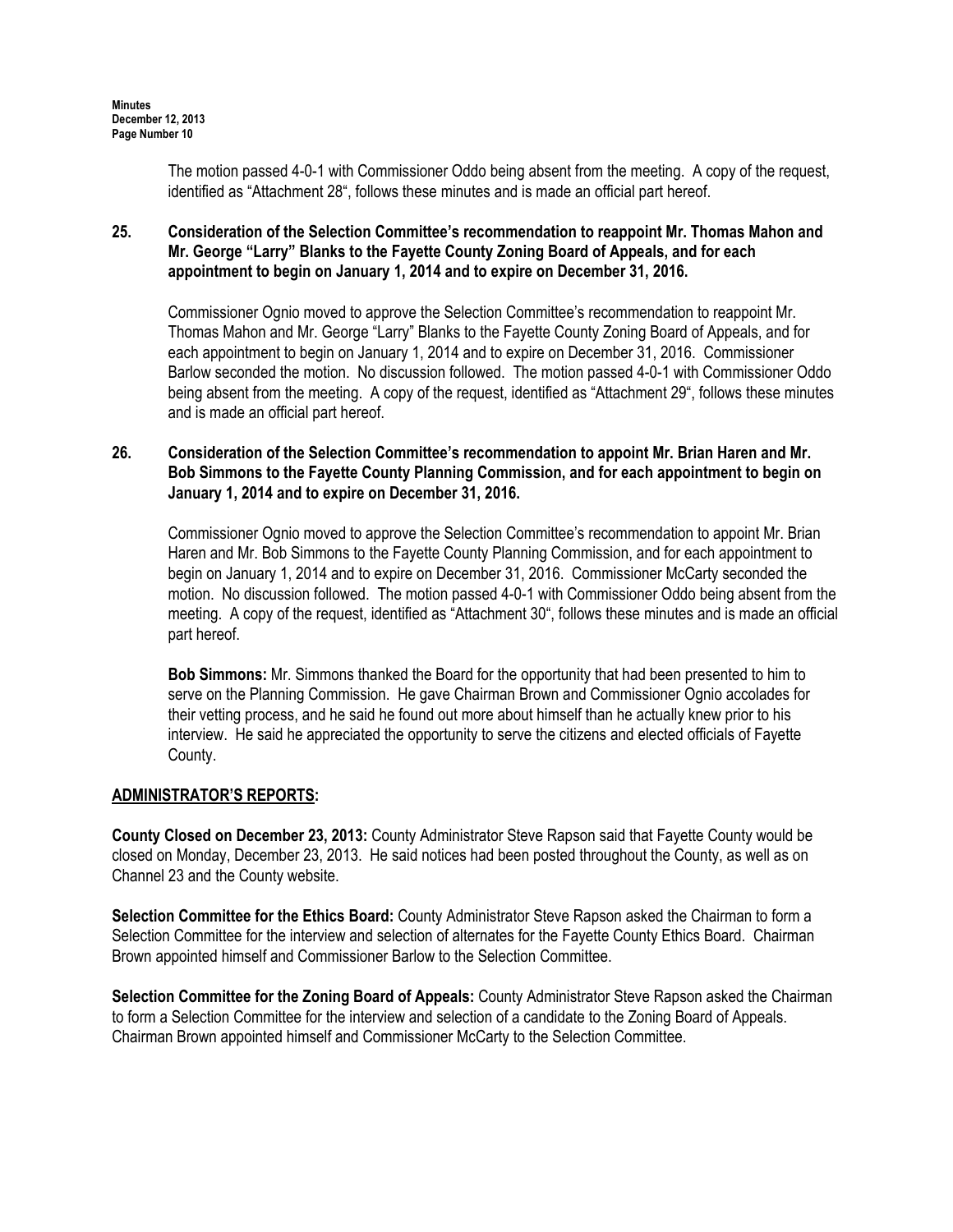The motion passed 4-0-1 with Commissioner Oddo being absent from the meeting. A copy of the request, identified as "Attachment 28", follows these minutes and is made an official part hereof.

**25. Consideration of the Selection Committee's recommendation to reappoint Mr. Thomas Mahon and Mr. George "Larry" Blanks to the Fayette County Zoning Board of Appeals, and for each appointment to begin on January 1, 2014 and to expire on December 31, 2016.**

Commissioner Ognio moved to approve the Selection Committee's recommendation to reappoint Mr. Thomas Mahon and Mr. George "Larry" Blanks to the Fayette County Zoning Board of Appeals, and for each appointment to begin on January 1, 2014 and to expire on December 31, 2016. Commissioner Barlow seconded the motion. No discussion followed. The motion passed 4-0-1 with Commissioner Oddo being absent from the meeting. A copy of the request, identified as "Attachment 29", follows these minutes and is made an official part hereof.

**26. Consideration of the Selection Committee's recommendation to appoint Mr. Brian Haren and Mr. Bob Simmons to the Fayette County Planning Commission, and for each appointment to begin on January 1, 2014 and to expire on December 31, 2016.**

Commissioner Ognio moved to approve the Selection Committee's recommendation to appoint Mr. Brian Haren and Mr. Bob Simmons to the Fayette County Planning Commission, and for each appointment to begin on January 1, 2014 and to expire on December 31, 2016. Commissioner McCarty seconded the motion. No discussion followed. The motion passed 4-0-1 with Commissioner Oddo being absent from the meeting. A copy of the request, identified as "Attachment 30", follows these minutes and is made an official part hereof.

**Bob Simmons:** Mr. Simmons thanked the Board for the opportunity that had been presented to him to serve on the Planning Commission. He gave Chairman Brown and Commissioner Ognio accolades for their vetting process, and he said he found out more about himself than he actually knew prior to his interview. He said he appreciated the opportunity to serve the citizens and elected officials of Fayette County.

## ADMINISTRATOR'S REPORTS:

**County Closed on December 23, 2013:** County Administrator Steve Rapson said that Fayette County would be closed on Monday, December 23, 2013. He said notices had been posted throughout the County, as well as on Channel 23 and the County website.

**Selection Committee for the Ethics Board:** County Administrator Steve Rapson asked the Chairman to form a Selection Committee for the interview and selection of alternates for the Fayette County Ethics Board. Chairman Brown appointed himself and Commissioner Barlow to the Selection Committee.

**Selection Committee for the Zoning Board of Appeals:** County Administrator Steve Rapson asked the Chairman to form a Selection Committee for the interview and selection of a candidate to the Zoning Board of Appeals. Chairman Brown appointed himself and Commissioner McCarty to the Selection Committee.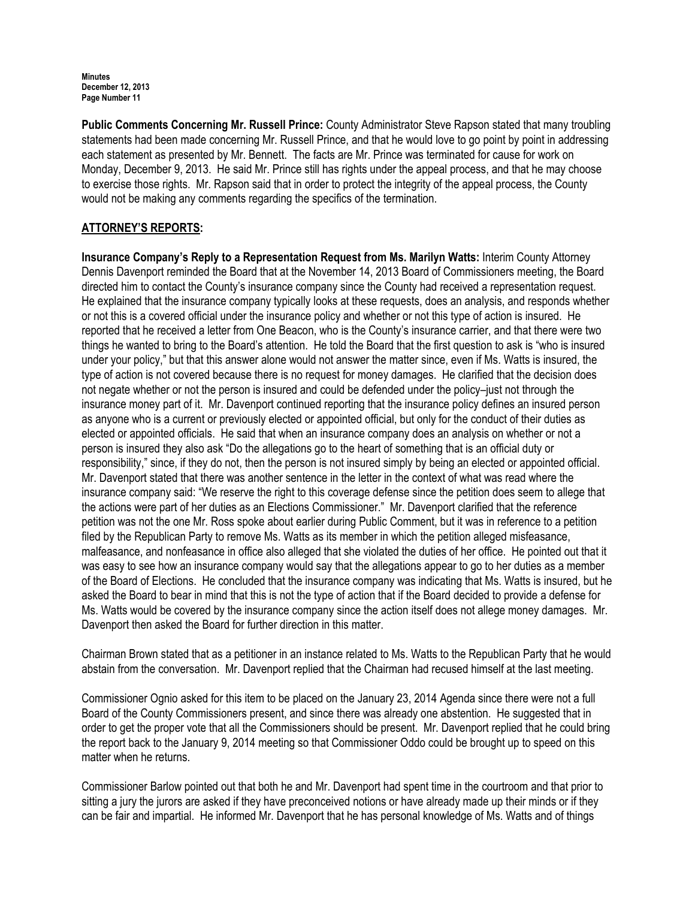**Public Comments Concerning Mr. Russell Prince:** County Administrator Steve Rapson stated that many troubling statements had been made concerning Mr. Russell Prince, and that he would love to go point by point in addressing each statement as presented by Mr. Bennett. The facts are Mr. Prince was terminated for cause for work on Monday, December 9, 2013. He said Mr. Prince still has rights under the appeal process, and that he may choose to exercise those rights. Mr. Rapson said that in order to protect the integrity of the appeal process, the County would not be making any comments regarding the specifics of the termination.

## ATTORNEY'S REPORTS:

**Insurance Company's Reply to a Representation Request from Ms. Marilyn Watts:** Interim County Attorney Dennis Davenport reminded the Board that at the November 14, 2013 Board of Commissioners meeting, the Board directed him to contact the County's insurance company since the County had received a representation request. He explained that the insurance company typically looks at these requests, does an analysis, and responds whether or not this is a covered official under the insurance policy and whether or not this type of action is insured. He reported that he received a letter from One Beacon, who is the County's insurance carrier, and that there were two things he wanted to bring to the Board's attention. He told the Board that the first question to ask is "who is insured under your policy," but that this answer alone would not answer the matter since, even if Ms. Watts is insured, the type of action is not covered because there is no request for money damages. He clarified that the decision does not negate whether or not the person is insured and could be defended under the policy–just not through the insurance money part of it. Mr. Davenport continued reporting that the insurance policy defines an insured person as anyone who is a current or previously elected or appointed official, but only for the conduct of their duties as elected or appointed officials. He said that when an insurance company does an analysis on whether or not a person is insured they also ask "Do the allegations go to the heart of something that is an official duty or responsibility," since, if they do not, then the person is not insured simply by being an elected or appointed official. Mr. Davenport stated that there was another sentence in the letter in the context of what was read where the insurance company said: "We reserve the right to this coverage defense since the petition does seem to allege that the actions were part of her duties as an Elections Commissioner." Mr. Davenport clarified that the reference petition was not the one Mr. Ross spoke about earlier during Public Comment, but it was in reference to a petition filed by the Republican Party to remove Ms. Watts as its member in which the petition alleged misfeasance, malfeasance, and nonfeasance in office also alleged that she violated the duties of her office. He pointed out that it was easy to see how an insurance company would say that the allegations appear to go to her duties as a member of the Board of Elections. He concluded that the insurance company was indicating that Ms. Watts is insured, but he asked the Board to bear in mind that this is not the type of action that if the Board decided to provide a defense for Ms. Watts would be covered by the insurance company since the action itself does not allege money damages. Mr. Davenport then asked the Board for further direction in this matter.

Chairman Brown stated that as a petitioner in an instance related to Ms. Watts to the Republican Party that he would abstain from the conversation. Mr. Davenport replied that the Chairman had recused himself at the last meeting.

Commissioner Ognio asked for this item to be placed on the January 23, 2014 Agenda since there were not a full Board of the County Commissioners present, and since there was already one abstention. He suggested that in order to get the proper vote that all the Commissioners should be present. Mr. Davenport replied that he could bring the report back to the January 9, 2014 meeting so that Commissioner Oddo could be brought up to speed on this matter when he returns.

Commissioner Barlow pointed out that both he and Mr. Davenport had spent time in the courtroom and that prior to sitting a jury the jurors are asked if they have preconceived notions or have already made up their minds or if they can be fair and impartial. He informed Mr. Davenport that he has personal knowledge of Ms. Watts and of things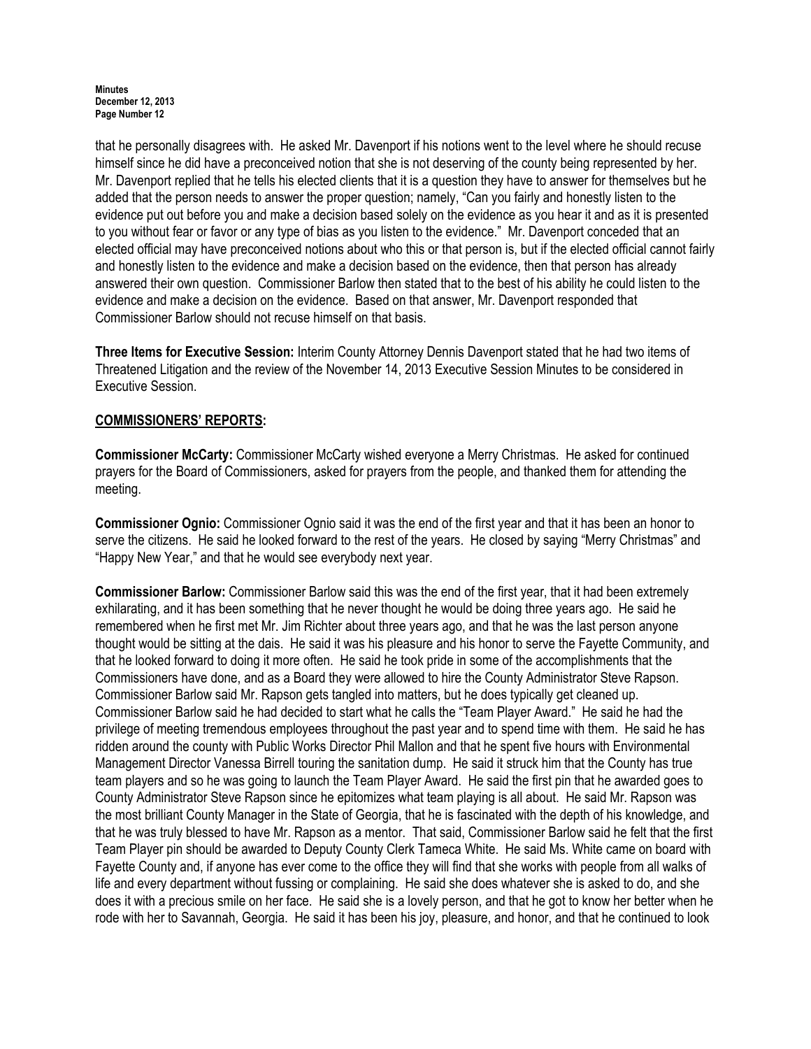that he personally disagrees with. He asked Mr. Davenport if his notions went to the level where he should recuse himself since he did have a preconceived notion that she is not deserving of the county being represented by her. Mr. Davenport replied that he tells his elected clients that it is a question they have to answer for themselves but he added that the person needs to answer the proper question; namely, "Can you fairly and honestly listen to the evidence put out before you and make a decision based solely on the evidence as you hear it and as it is presented to you without fear or favor or any type of bias as you listen to the evidence." Mr. Davenport conceded that an elected official may have preconceived notions about who this or that person is, but if the elected official cannot fairly and honestly listen to the evidence and make a decision based on the evidence, then that person has already answered their own question. Commissioner Barlow then stated that to the best of his ability he could listen to the evidence and make a decision on the evidence. Based on that answer, Mr. Davenport responded that Commissioner Barlow should not recuse himself on that basis.

**Three Items for Executive Session:** Interim County Attorney Dennis Davenport stated that he had two items of Threatened Litigation and the review of the November 14, 2013 Executive Session Minutes to be considered in Executive Session.

**COMMISSIONERS' REPORTS:**

**Commissioner McCarty:** Commissioner McCarty wished everyone a Merry Christmas. He asked for continued prayers for the Board of Commissioners, asked for prayers from the people, and thanked them for attending the meeting.

**Commissioner Ognio:** Commissioner Ognio said it was the end of the first year and that it has been an honor to serve the citizens. He said he looked forward to the rest of the years. He closed by saying "Merry Christmas" and "Happy New Year," and that he would see everybody next year.

**Commissioner Barlow:** Commissioner Barlow said this was the end of the first year, that it had been extremely exhilarating, and it has been something that he never thought he would be doing three years ago. He said he remembered when he first met Mr. Jim Richter about three years ago, and that he was the last person anyone thought would be sitting at the dais. He said it was his pleasure and his honor to serve the Fayette Community, and that he looked forward to doing it more often. He said he took pride in some of the accomplishments that the Commissioners have done, and as a Board they were allowed to hire the County Administrator Steve Rapson. Commissioner Barlow said Mr. Rapson gets tangled into matters, but he does typically get cleaned up. Commissioner Barlow said he had decided to start what he calls the "Team Player Award." He said he had the privilege of meeting tremendous employees throughout the past year and to spend time with them. He said he has ridden around the county with Public Works Director Phil Mallon and that he spent five hours with Environmental Management Director Vanessa Birrell touring the sanitation dump. He said it struck him that the County has true team players and so he was going to launch the Team Player Award. He said the first pin that he awarded goes to County Administrator Steve Rapson since he epitomizes what team playing is all about. He said Mr. Rapson was the most brilliant County Manager in the State of Georgia, that he is fascinated with the depth of his knowledge, and that he was truly blessed to have Mr. Rapson as a mentor. That said, Commissioner Barlow said he felt that the first Team Player pin should be awarded to Deputy County Clerk Tameca White. He said Ms. White came on board with Fayette County and, if anyone has ever come to the office they will find that she works with people from all walks of life and every department without fussing or complaining. He said she does whatever she is asked to do, and she does it with a precious smile on her face. He said she is a lovely person, and that he got to know her better when he rode with her to Savannah, Georgia. He said it has been his joy, pleasure, and honor, and that he continued to look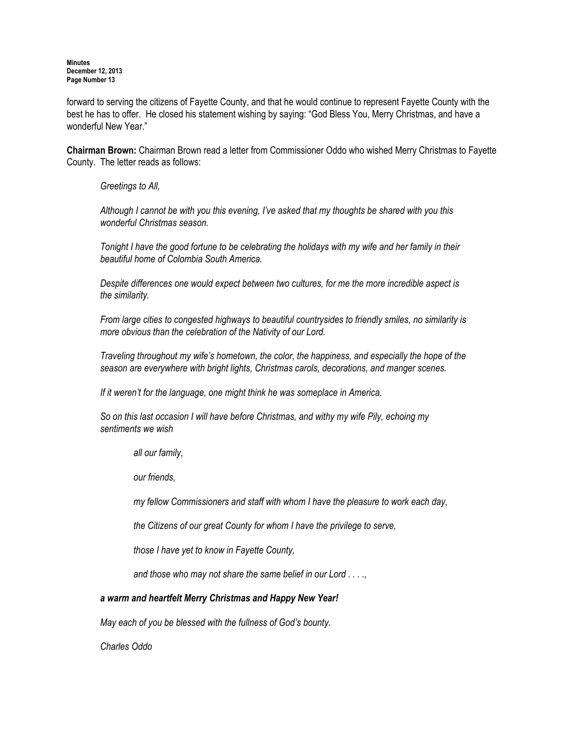forward to serving the citizens of Fayette County, and that he would continue to represent Fayette County with the best he has to offer. He closed his statement wishing by saying: "God Bless You, Merry Christmas, and have a wonderful New Year."

**Chairman Brown:** Chairman Brown read a letter from Commissioner Oddo who wished Merry Christmas to Fayette County. The letter reads as follows:

> *Greetings to All,*
>
> *Although I cannot be with you this evening, I've asked that my thoughts be shared with you this wonderful Christmas season.*
>
> *Tonight I have the good fortune to be celebrating the holidays with my wife and her family in their beautiful home of Colombia South America.*
>
> *Despite differences one would expect between two cultures, for me the more incredible aspect is the similarity.*
>
> *From large cities to congested highways to beautiful countrysides to friendly smiles, no similarity is more obvious than the celebration of the Nativity of our Lord.*
>
> *Traveling throughout my wife's hometown, the color, the happiness, and especially the hope of the season are everywhere with bright lights, Christmas carols, decorations, and manger scenes.*
>
> *If it weren't for the language, one might think he was someplace in America.*
>
> *So on this last occasion I will have before Christmas, and withy my wife Pily, echoing my sentiments we wish*
>
> > *all our family,*
> >
> > *our friends,*
> >
> > *my fellow Commissioners and staff with whom I have the pleasure to work each day,*
> >
> > *the Citizens of our great County for whom I have the privilege to serve,*
> >
> > *those I have yet to know in Fayette County,*
> >
> > *and those who may not share the same belief in our Lord . . . .,*
>
> ***a warm and heartfelt Merry Christmas and Happy New Year!***
>
> *May each of you be blessed with the fullness of God's bounty.*
>
> *Charles Oddo*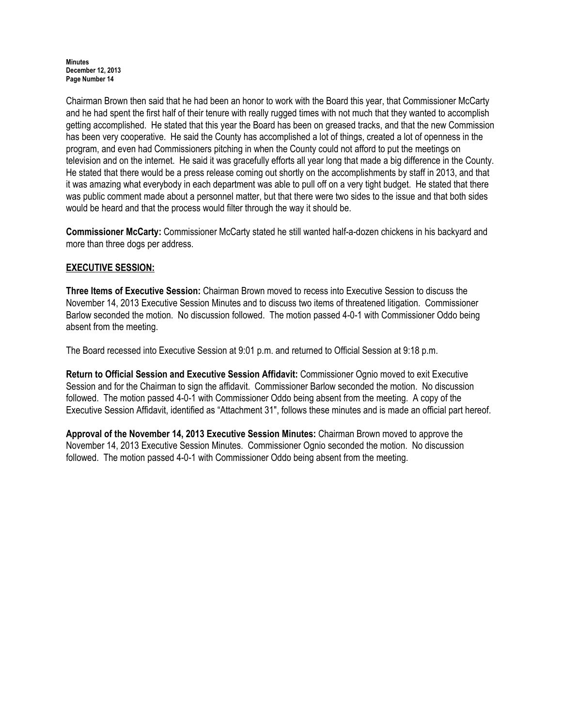Chairman Brown then said that he had been an honor to work with the Board this year, that Commissioner McCarty and he had spent the first half of their tenure with really rugged times with not much that they wanted to accomplish getting accomplished. He stated that this year the Board has been on greased tracks, and that the new Commission has been very cooperative. He said the County has accomplished a lot of things, created a lot of openness in the program, and even had Commissioners pitching in when the County could not afford to put the meetings on television and on the internet. He said it was gracefully efforts all year long that made a big difference in the County. He stated that there would be a press release coming out shortly on the accomplishments by staff in 2013, and that it was amazing what everybody in each department was able to pull off on a very tight budget. He stated that there was public comment made about a personnel matter, but that there were two sides to the issue and that both sides would be heard and that the process would filter through the way it should be.

**Commissioner McCarty:** Commissioner McCarty stated he still wanted half-a-dozen chickens in his backyard and more than three dogs per address.

**EXECUTIVE SESSION:**

**Three Items of Executive Session:** Chairman Brown moved to recess into Executive Session to discuss the November 14, 2013 Executive Session Minutes and to discuss two items of threatened litigation. Commissioner Barlow seconded the motion. No discussion followed. The motion passed 4-0-1 with Commissioner Oddo being absent from the meeting.

The Board recessed into Executive Session at 9:01 p.m. and returned to Official Session at 9:18 p.m.

**Return to Official Session and Executive Session Affidavit:** Commissioner Ognio moved to exit Executive Session and for the Chairman to sign the affidavit. Commissioner Barlow seconded the motion. No discussion followed. The motion passed 4-0-1 with Commissioner Oddo being absent from the meeting. A copy of the Executive Session Affidavit, identified as "Attachment 31", follows these minutes and is made an official part hereof.

**Approval of the November 14, 2013 Executive Session Minutes:** Chairman Brown moved to approve the November 14, 2013 Executive Session Minutes. Commissioner Ognio seconded the motion. No discussion followed. The motion passed 4-0-1 with Commissioner Oddo being absent from the meeting.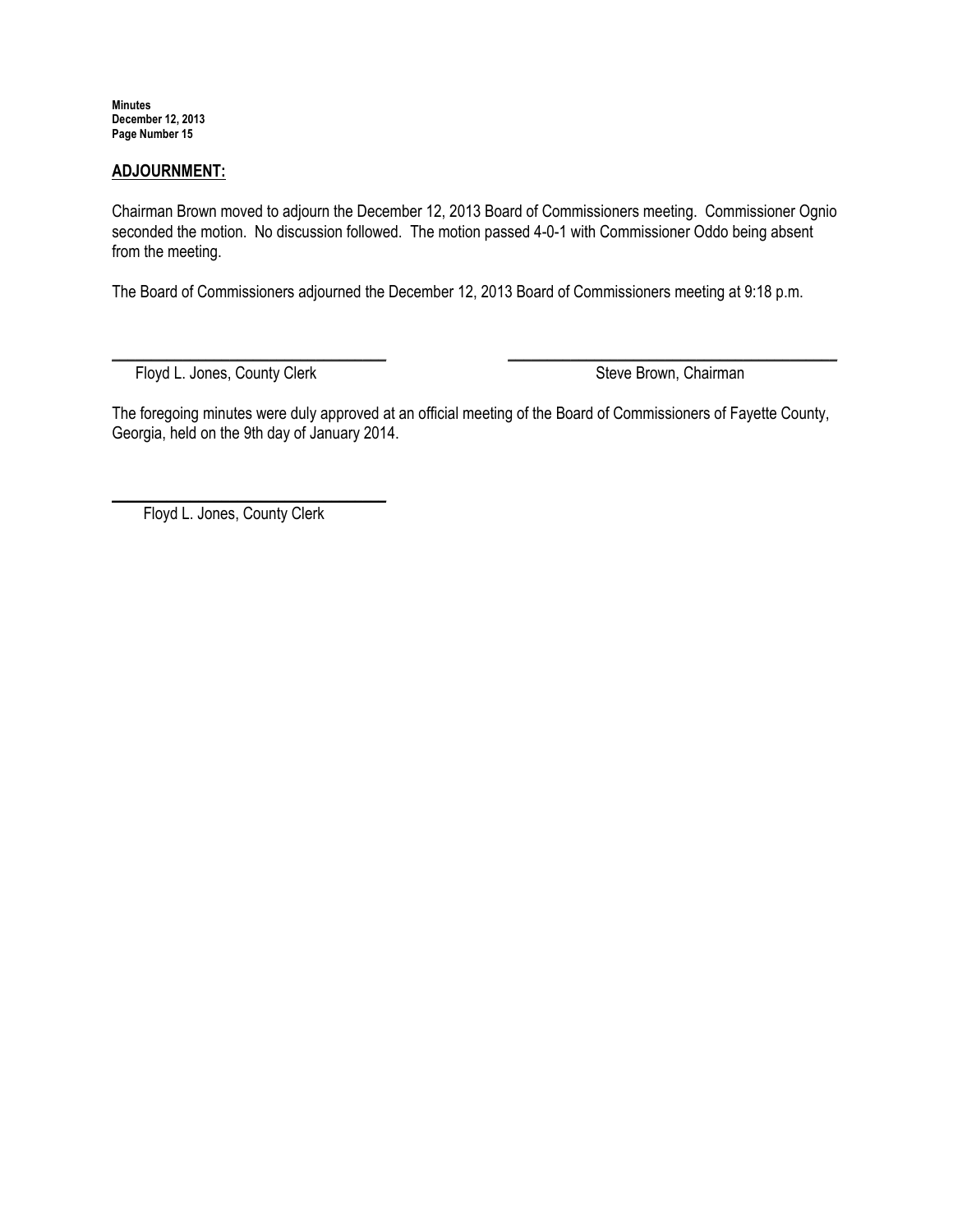## ADJOURNMENT:

Chairman Brown moved to adjourn the December 12, 2013 Board of Commissioners meeting. Commissioner Ognio seconded the motion. No discussion followed. The motion passed 4-0-1 with Commissioner Oddo being absent from the meeting.

The Board of Commissioners adjourned the December 12, 2013 Board of Commissioners meeting at 9:18 p.m.

\_\_\_\_\_\_\_\_\_\_\_\_\_\_\_\_\_\_\_\_\_\_\_\_\_\_\_\_\_\_\_\_\_\_\_ \_\_\_\_\_\_\_\_\_\_\_\_\_\_\_\_\_\_\_\_\_\_\_\_\_\_\_\_\_\_\_\_\_\_\_\_\_\_\_\_\_\_

Floyd L. Jones, County Clerk Steve Brown, Chairman

The foregoing minutes were duly approved at an official meeting of the Board of Commissioners of Fayette County, Georgia, held on the 9th day of January 2014.

\_\_\_\_\_\_\_\_\_\_\_\_\_\_\_\_\_\_\_\_\_\_\_\_\_\_\_\_\_\_\_\_\_\_\_

Floyd L. Jones, County Clerk